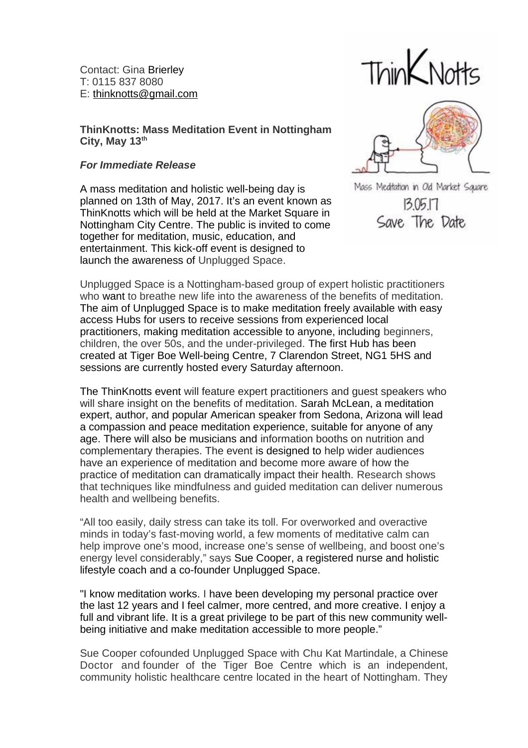Contact: Gina Brierley
T: 0115 837 8080
E: thinknotts@gmail.com

**ThinKnotts: Mass Meditation Event in Nottingham City, May 13th**

***For Immediate Release***

A mass meditation and holistic well-being day is planned on 13th of May, 2017. It's an event known as ThinKnotts which will be held at the Market Square in Nottingham City Centre. The public is invited to come together for meditation, music, education, and entertainment. This kick-off event is designed to launch the awareness of Unplugged Space.

ThinKNotts

Mass Meditation in Old Market Square
13.05.17
Save The Date

Unplugged Space is a Nottingham-based group of expert holistic practitioners who want to breathe new life into the awareness of the benefits of meditation. The aim of Unplugged Space is to make meditation freely available with easy access Hubs for users to receive sessions from experienced local practitioners, making meditation accessible to anyone, including beginners, children, the over 50s, and the under-privileged. The first Hub has been created at Tiger Boe Well-being Centre, 7 Clarendon Street, NG1 5HS and sessions are currently hosted every Saturday afternoon.

The ThinKnotts event will feature expert practitioners and guest speakers who will share insight on the benefits of meditation. Sarah McLean, a meditation expert, author, and popular American speaker from Sedona, Arizona will lead a compassion and peace meditation experience, suitable for anyone of any age. There will also be musicians and information booths on nutrition and complementary therapies. The event is designed to help wider audiences have an experience of meditation and become more aware of how the practice of meditation can dramatically impact their health. Research shows that techniques like mindfulness and guided meditation can deliver numerous health and wellbeing benefits.

"All too easily, daily stress can take its toll. For overworked and overactive minds in today's fast-moving world, a few moments of meditative calm can help improve one's mood, increase one's sense of wellbeing, and boost one's energy level considerably," says Sue Cooper, a registered nurse and holistic lifestyle coach and a co-founder Unplugged Space.

"I know meditation works. I have been developing my personal practice over the last 12 years and I feel calmer, more centred, and more creative. I enjoy a full and vibrant life. It is a great privilege to be part of this new community well-being initiative and make meditation accessible to more people."

Sue Cooper cofounded Unplugged Space with Chu Kat Martindale, a Chinese Doctor and founder of the Tiger Boe Centre which is an independent, community holistic healthcare centre located in the heart of Nottingham. They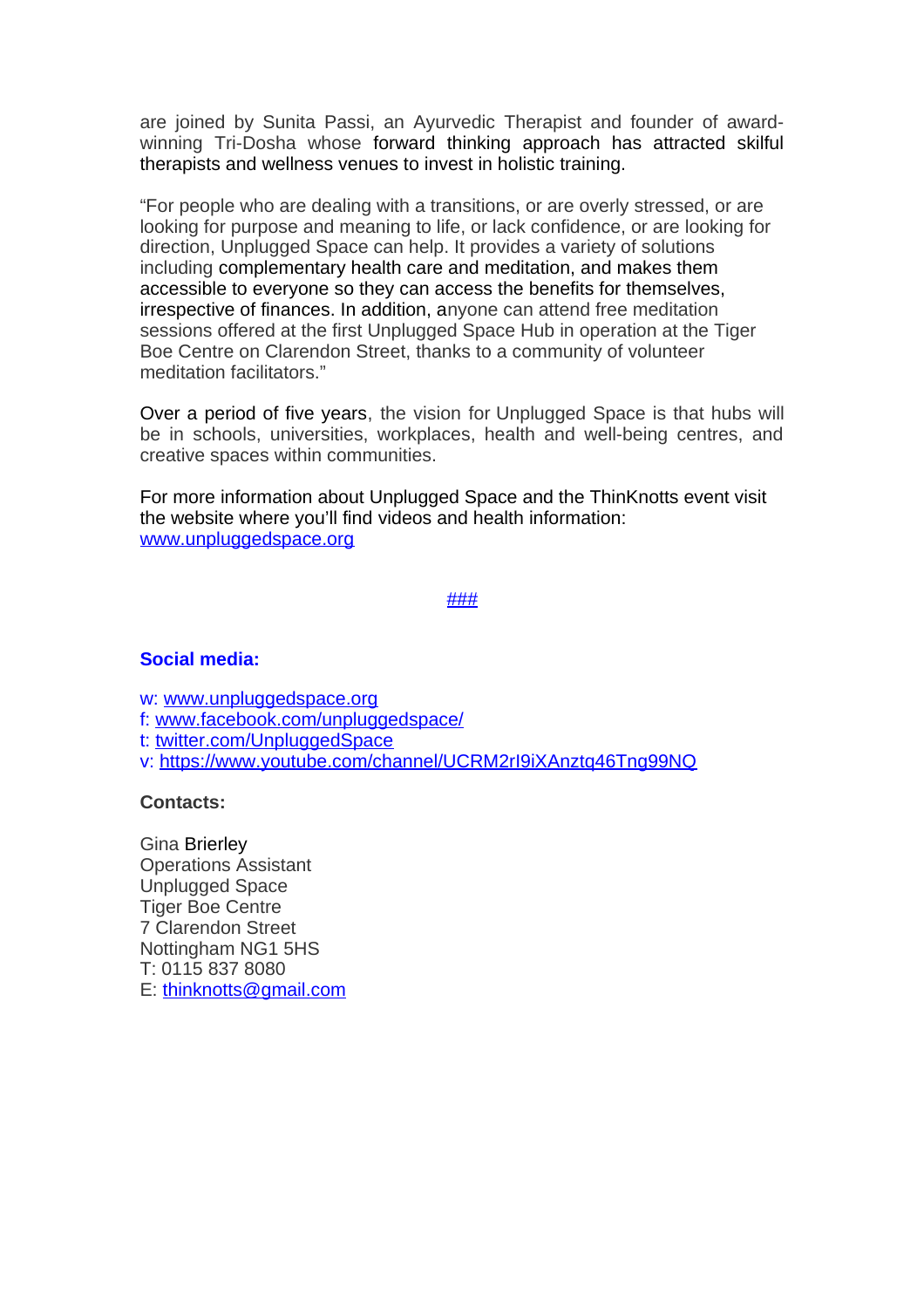are joined by Sunita Passi, an Ayurvedic Therapist and founder of award-winning Tri-Dosha whose forward thinking approach has attracted skilful therapists and wellness venues to invest in holistic training.

"For people who are dealing with a transitions, or are overly stressed, or are looking for purpose and meaning to life, or lack confidence, or are looking for direction, Unplugged Space can help. It provides a variety of solutions including complementary health care and meditation, and makes them accessible to everyone so they can access the benefits for themselves, irrespective of finances. In addition, anyone can attend free meditation sessions offered at the first Unplugged Space Hub in operation at the Tiger Boe Centre on Clarendon Street, thanks to a community of volunteer meditation facilitators."

Over a period of five years, the vision for Unplugged Space is that hubs will be in schools, universities, workplaces, health and well-being centres, and creative spaces within communities.

For more information about Unplugged Space and the ThinKnotts event visit the website where you'll find videos and health information: www.unpluggedspace.org

###

**Social media:**

w: www.unpluggedspace.org
f: www.facebook.com/unpluggedspace/
t: twitter.com/UnpluggedSpace
v: https://www.youtube.com/channel/UCRM2rI9iXAnztq46Tng99NQ

**Contacts:**

Gina Brierley
Operations Assistant
Unplugged Space
Tiger Boe Centre
7 Clarendon Street
Nottingham NG1 5HS
T: 0115 837 8080
E: thinknotts@gmail.com